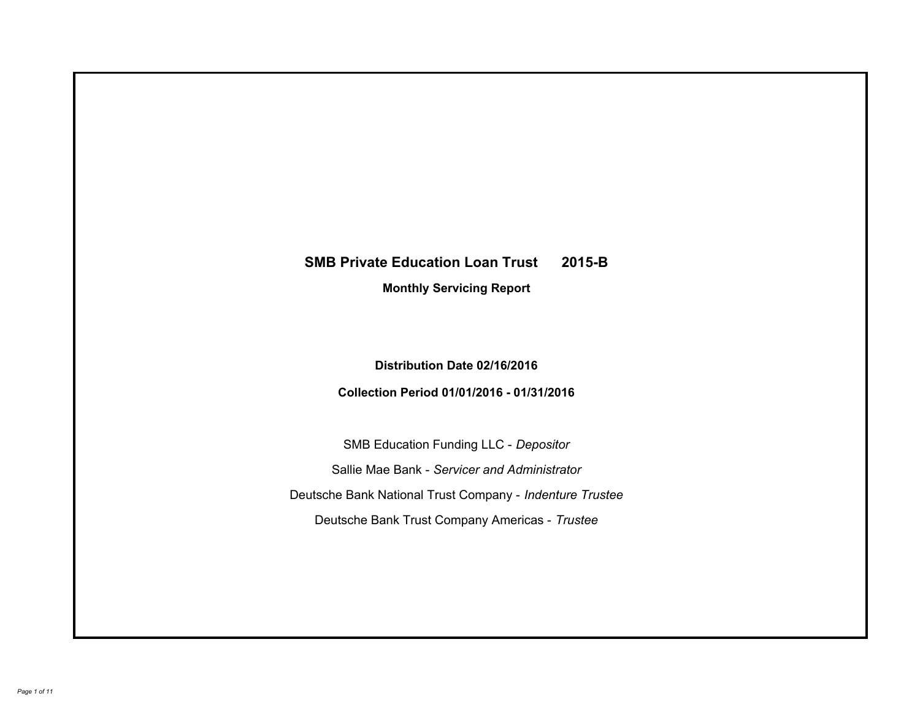# SMB Private Education Loan Trust 2015-B

## Monthly Servicing Report

**Distribution Date 02/16/2016**

**Collection Period 01/01/2016 - 01/31/2016**

SMB Education Funding LLC - *Depositor*

Sallie Mae Bank - *Servicer and Administrator*

Deutsche Bank National Trust Company - *Indenture Trustee*

Deutsche Bank Trust Company Americas - *Trustee*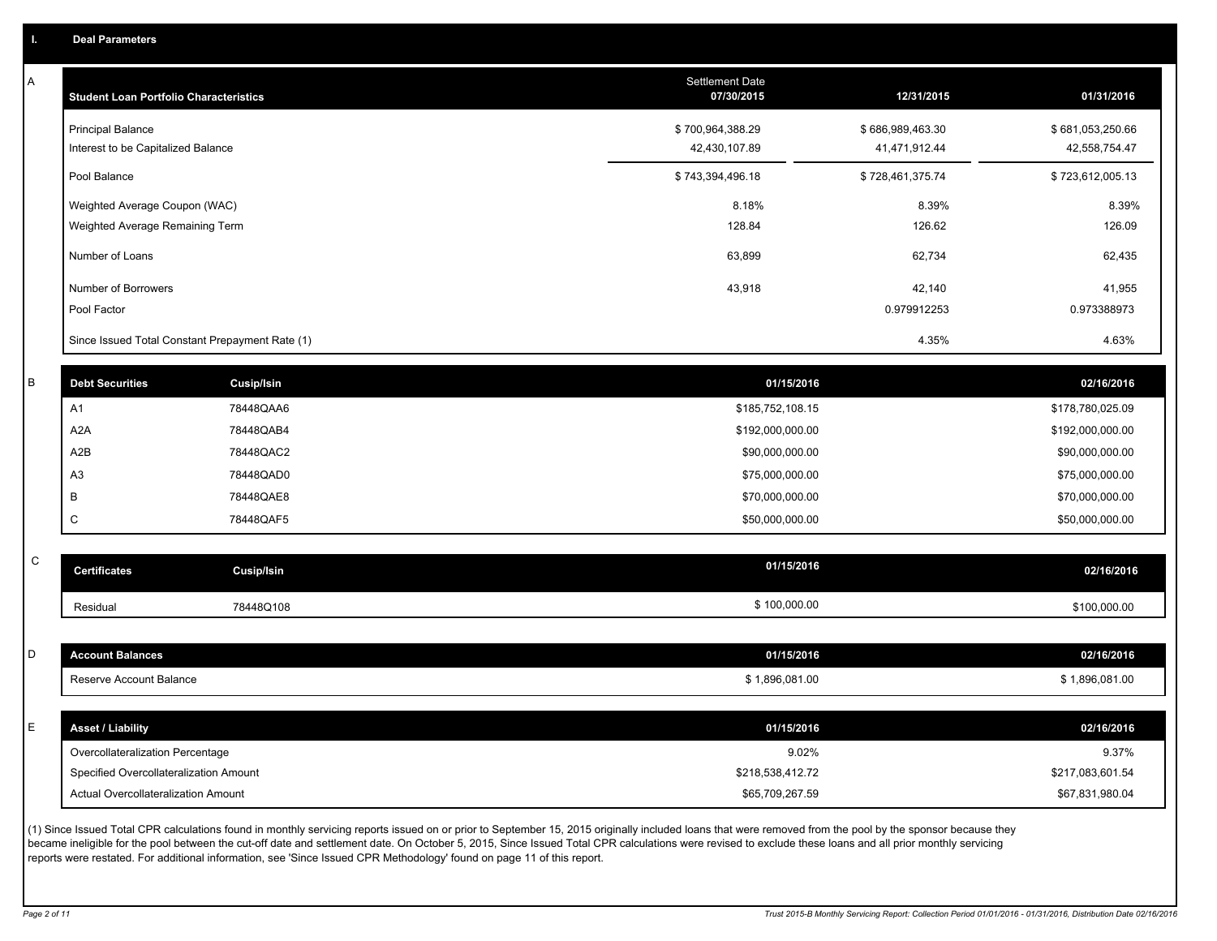## I. Deal Parameters

### A

| Student Loan Portfolio Characteristics | Settlement Date 07/30/2015 | 12/31/2015 | 01/31/2016 |
|---|---|---|---|
| Principal Balance | $ 700,964,388.29 | $ 686,989,463.30 | $ 681,053,250.66 |
| Interest to be Capitalized Balance | 42,430,107.89 | 41,471,912.44 | 42,558,754.47 |
| Pool Balance | $ 743,394,496.18 | $ 728,461,375.74 | $ 723,612,005.13 |
| Weighted Average Coupon (WAC) | 8.18% | 8.39% | 8.39% |
| Weighted Average Remaining Term | 128.84 | 126.62 | 126.09 |
| Number of Loans | 63,899 | 62,734 | 62,435 |
| Number of Borrowers | 43,918 | 42,140 | 41,955 |
| Pool Factor | | 0.979912253 | 0.973388973 |
| Since Issued Total Constant Prepayment Rate (1) | | 4.35% | 4.63% |

### B

| Debt Securities | Cusip/Isin | 01/15/2016 | 02/16/2016 |
|---|---|---|---|
| A1 | 78448QAA6 | $185,752,108.15 | $178,780,025.09 |
| A2A | 78448QAB4 | $192,000,000.00 | $192,000,000.00 |
| A2B | 78448QAC2 | $90,000,000.00 | $90,000,000.00 |
| A3 | 78448QAD0 | $75,000,000.00 | $75,000,000.00 |
| B | 78448QAE8 | $70,000,000.00 | $70,000,000.00 |
| C | 78448QAF5 | $50,000,000.00 | $50,000,000.00 |

### C

| Certificates | Cusip/Isin | 01/15/2016 | 02/16/2016 |
|---|---|---|---|
| Residual | 78448Q108 | $ 100,000.00 | $100,000.00 |

### D

| Account Balances | 01/15/2016 | 02/16/2016 |
|---|---|---|
| Reserve Account Balance | $ 1,896,081.00 | $ 1,896,081.00 |

### E

| Asset / Liability | 01/15/2016 | 02/16/2016 |
|---|---|---|
| Overcollateralization Percentage | 9.02% | 9.37% |
| Specified Overcollateralization Amount | $218,538,412.72 | $217,083,601.54 |
| Actual Overcollateralization Amount | $65,709,267.59 | $67,831,980.04 |

(1) Since Issued Total CPR calculations found in monthly servicing reports issued on or prior to September 15, 2015 originally included loans that were removed from the pool by the sponsor because they became ineligible for the pool between the cut-off date and settlement date. On October 5, 2015, Since Issued Total CPR calculations were revised to exclude these loans and all prior monthly servicing reports were restated. For additional information, see 'Since Issued CPR Methodology' found on page 11 of this report.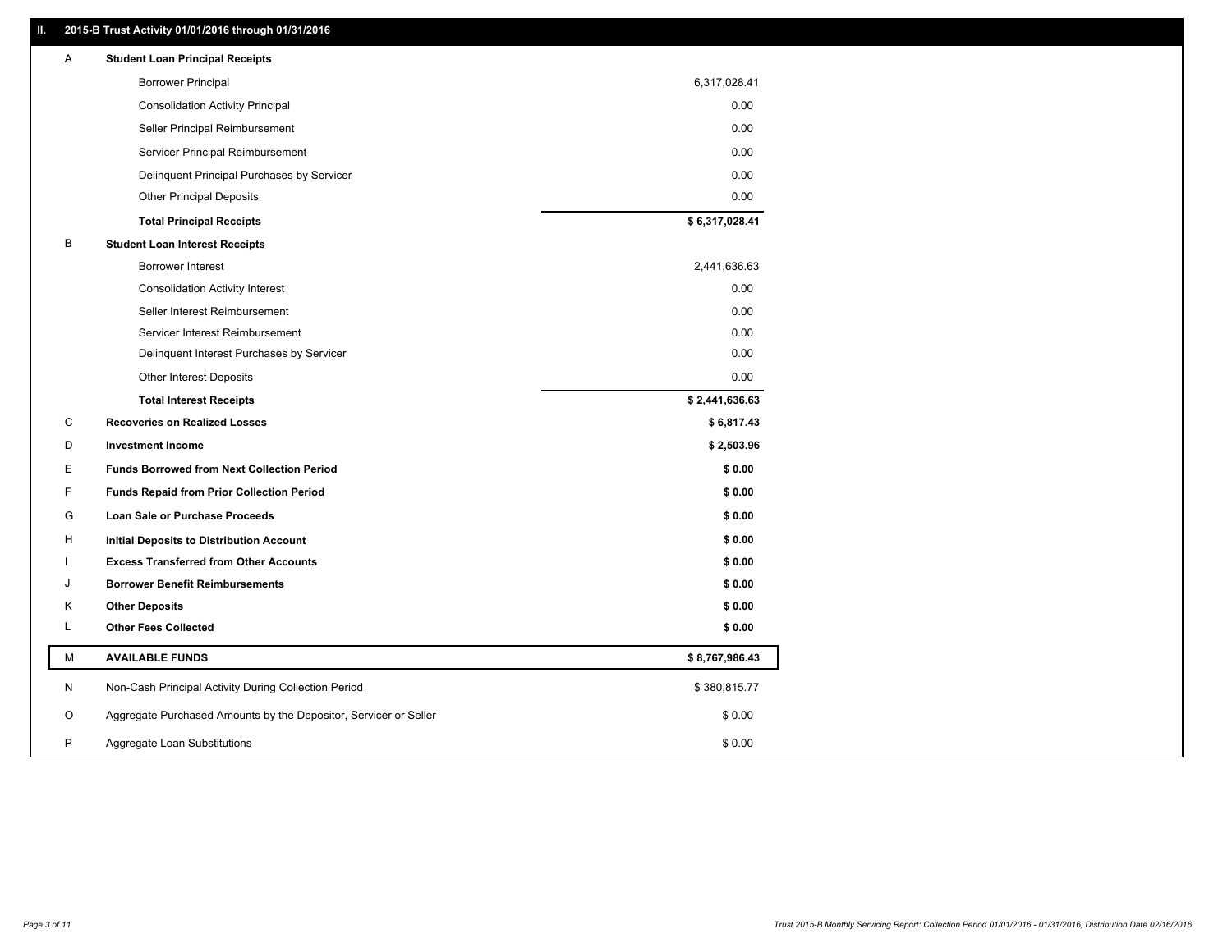## II. 2015-B Trust Activity 01/01/2016 through 01/31/2016

| | | |
|---|---|---|
| A | **Student Loan Principal Receipts** | |
| | Borrower Principal | 6,317,028.41 |
| | Consolidation Activity Principal | 0.00 |
| | Seller Principal Reimbursement | 0.00 |
| | Servicer Principal Reimbursement | 0.00 |
| | Delinquent Principal Purchases by Servicer | 0.00 |
| | Other Principal Deposits | 0.00 |
| | **Total Principal Receipts** | **$ 6,317,028.41** |
| B | **Student Loan Interest Receipts** | |
| | Borrower Interest | 2,441,636.63 |
| | Consolidation Activity Interest | 0.00 |
| | Seller Interest Reimbursement | 0.00 |
| | Servicer Interest Reimbursement | 0.00 |
| | Delinquent Interest Purchases by Servicer | 0.00 |
| | Other Interest Deposits | 0.00 |
| | **Total Interest Receipts** | **$ 2,441,636.63** |
| C | **Recoveries on Realized Losses** | **$ 6,817.43** |
| D | **Investment Income** | **$ 2,503.96** |
| E | **Funds Borrowed from Next Collection Period** | **$ 0.00** |
| F | **Funds Repaid from Prior Collection Period** | **$ 0.00** |
| G | **Loan Sale or Purchase Proceeds** | **$ 0.00** |
| H | **Initial Deposits to Distribution Account** | **$ 0.00** |
| I | **Excess Transferred from Other Accounts** | **$ 0.00** |
| J | **Borrower Benefit Reimbursements** | **$ 0.00** |
| K | **Other Deposits** | **$ 0.00** |
| L | **Other Fees Collected** | **$ 0.00** |
| M | **AVAILABLE FUNDS** | **$ 8,767,986.43** |
| N | Non-Cash Principal Activity During Collection Period | $ 380,815.77 |
| O | Aggregate Purchased Amounts by the Depositor, Servicer or Seller | $ 0.00 |
| P | Aggregate Loan Substitutions | $ 0.00 |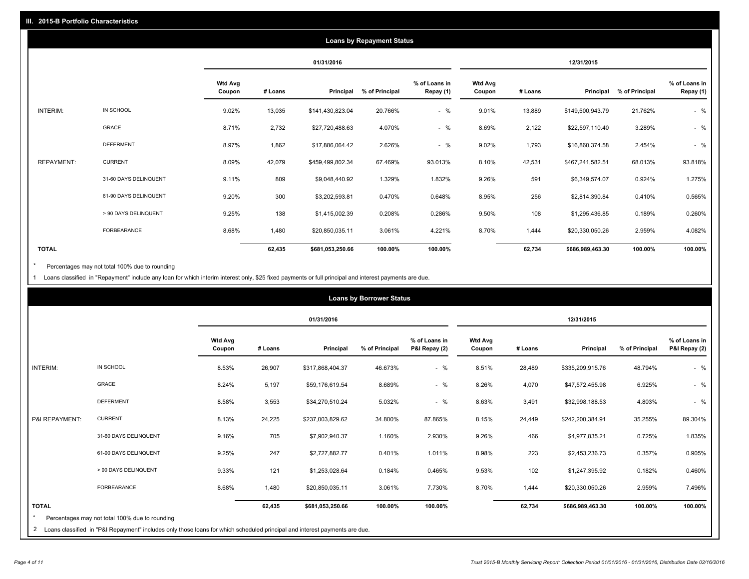## III. 2015-B Portfolio Characteristics

### Loans by Repayment Status

| | | 01/31/2016 | | | | | 12/31/2015 | | | | |
|---|---|---|---|---|---|---|---|---|---|---|---|
| | | Wtd Avg Coupon | # Loans | Principal | % of Principal | % of Loans in Repay (1) | Wtd Avg Coupon | # Loans | Principal | % of Principal | % of Loans in Repay (1) |
| INTERIM: | IN SCHOOL | 9.02% | 13,035 | $141,430,823.04 | 20.766% | - % | 9.01% | 13,889 | $149,500,943.79 | 21.762% | - % |
| | GRACE | 8.71% | 2,732 | $27,720,488.63 | 4.070% | - % | 8.69% | 2,122 | $22,597,110.40 | 3.289% | - % |
| | DEFERMENT | 8.97% | 1,862 | $17,886,064.42 | 2.626% | - % | 9.02% | 1,793 | $16,860,374.58 | 2.454% | - % |
| REPAYMENT: | CURRENT | 8.09% | 42,079 | $459,499,802.34 | 67.469% | 93.013% | 8.10% | 42,531 | $467,241,582.51 | 68.013% | 93.818% |
| | 31-60 DAYS DELINQUENT | 9.11% | 809 | $9,048,440.92 | 1.329% | 1.832% | 9.26% | 591 | $6,349,574.07 | 0.924% | 1.275% |
| | 61-90 DAYS DELINQUENT | 9.20% | 300 | $3,202,593.81 | 0.470% | 0.648% | 8.95% | 256 | $2,814,390.84 | 0.410% | 0.565% |
| | > 90 DAYS DELINQUENT | 9.25% | 138 | $1,415,002.39 | 0.208% | 0.286% | 9.50% | 108 | $1,295,436.85 | 0.189% | 0.260% |
| | FORBEARANCE | 8.68% | 1,480 | $20,850,035.11 | 3.061% | 4.221% | 8.70% | 1,444 | $20,330,050.26 | 2.959% | 4.082% |
| **TOTAL** | | | **62,435** | **$681,053,250.66** | **100.00%** | **100.00%** | | **62,734** | **$686,989,463.30** | **100.00%** | **100.00%** |

* Percentages may not total 100% due to rounding

1 Loans classified in "Repayment" include any loan for which interim interest only, $25 fixed payments or full principal and interest payments are due.

### Loans by Borrower Status

| | | 01/31/2016 | | | | | 12/31/2015 | | | | |
|---|---|---|---|---|---|---|---|---|---|---|---|
| | | Wtd Avg Coupon | # Loans | Principal | % of Principal | % of Loans in P&I Repay (2) | Wtd Avg Coupon | # Loans | Principal | % of Principal | % of Loans in P&I Repay (2) |
| INTERIM: | IN SCHOOL | 8.53% | 26,907 | $317,868,404.37 | 46.673% | - % | 8.51% | 28,489 | $335,209,915.76 | 48.794% | - % |
| | GRACE | 8.24% | 5,197 | $59,176,619.54 | 8.689% | - % | 8.26% | 4,070 | $47,572,455.98 | 6.925% | - % |
| | DEFERMENT | 8.58% | 3,553 | $34,270,510.24 | 5.032% | - % | 8.63% | 3,491 | $32,998,188.53 | 4.803% | - % |
| P&I REPAYMENT: | CURRENT | 8.13% | 24,225 | $237,003,829.62 | 34.800% | 87.865% | 8.15% | 24,449 | $242,200,384.91 | 35.255% | 89.304% |
| | 31-60 DAYS DELINQUENT | 9.16% | 705 | $7,902,940.37 | 1.160% | 2.930% | 9.26% | 466 | $4,977,835.21 | 0.725% | 1.835% |
| | 61-90 DAYS DELINQUENT | 9.25% | 247 | $2,727,882.77 | 0.401% | 1.011% | 8.98% | 223 | $2,453,236.73 | 0.357% | 0.905% |
| | > 90 DAYS DELINQUENT | 9.33% | 121 | $1,253,028.64 | 0.184% | 0.465% | 9.53% | 102 | $1,247,395.92 | 0.182% | 0.460% |
| | FORBEARANCE | 8.68% | 1,480 | $20,850,035.11 | 3.061% | 7.730% | 8.70% | 1,444 | $20,330,050.26 | 2.959% | 7.496% |
| **TOTAL** | | | **62,435** | **$681,053,250.66** | **100.00%** | **100.00%** | | **62,734** | **$686,989,463.30** | **100.00%** | **100.00%** |

* Percentages may not total 100% due to rounding

2 Loans classified in "P&I Repayment" includes only those loans for which scheduled principal and interest payments are due.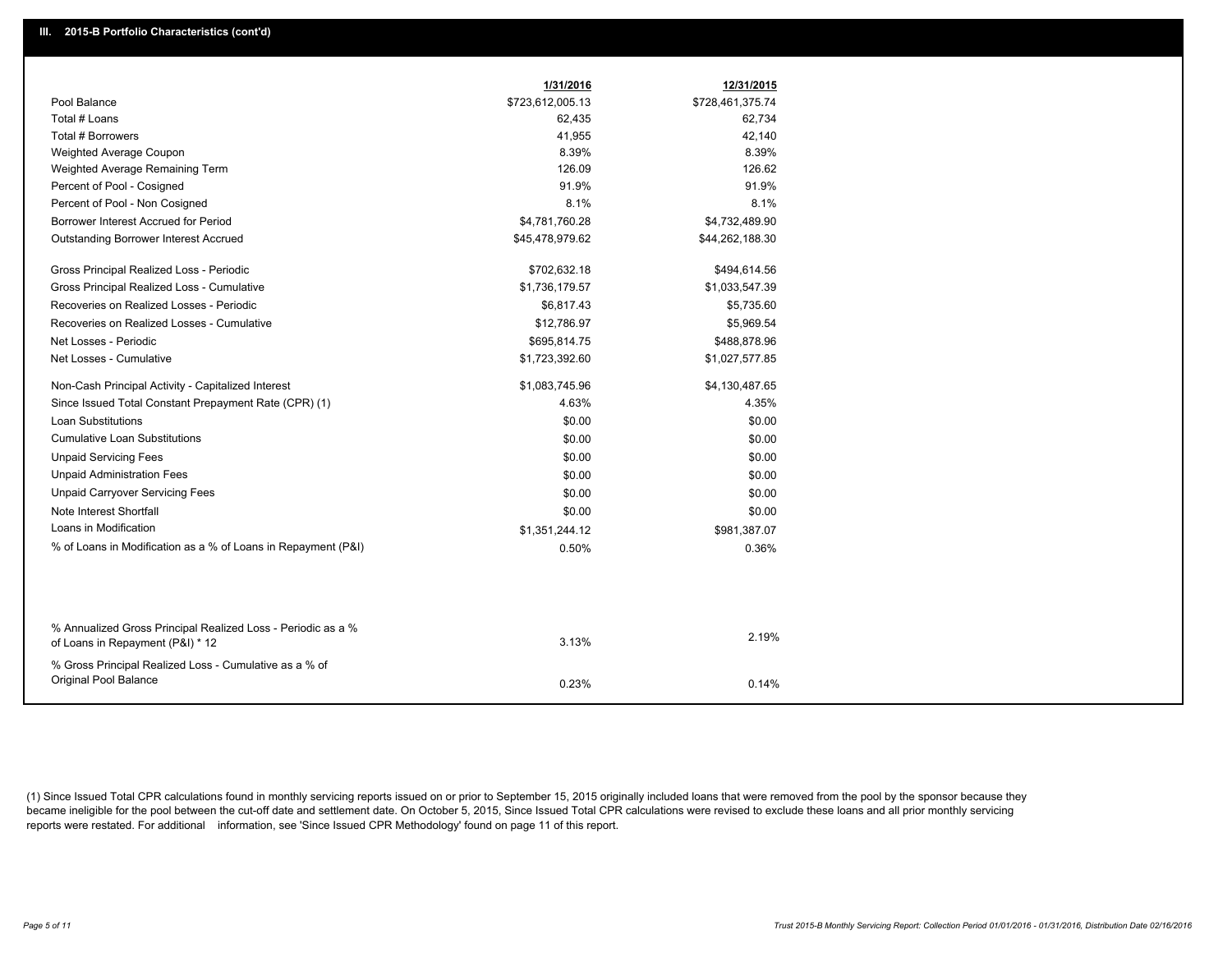## III. 2015-B Portfolio Characteristics (cont'd)

| | 1/31/2016 | 12/31/2015 |
|---|---|---|
| Pool Balance | $723,612,005.13 | $728,461,375.74 |
| Total # Loans | 62,435 | 62,734 |
| Total # Borrowers | 41,955 | 42,140 |
| Weighted Average Coupon | 8.39% | 8.39% |
| Weighted Average Remaining Term | 126.09 | 126.62 |
| Percent of Pool - Cosigned | 91.9% | 91.9% |
| Percent of Pool - Non Cosigned | 8.1% | 8.1% |
| Borrower Interest Accrued for Period | $4,781,760.28 | $4,732,489.90 |
| Outstanding Borrower Interest Accrued | $45,478,979.62 | $44,262,188.30 |
| Gross Principal Realized Loss - Periodic | $702,632.18 | $494,614.56 |
| Gross Principal Realized Loss - Cumulative | $1,736,179.57 | $1,033,547.39 |
| Recoveries on Realized Losses - Periodic | $6,817.43 | $5,735.60 |
| Recoveries on Realized Losses - Cumulative | $12,786.97 | $5,969.54 |
| Net Losses - Periodic | $695,814.75 | $488,878.96 |
| Net Losses - Cumulative | $1,723,392.60 | $1,027,577.85 |
| Non-Cash Principal Activity - Capitalized Interest | $1,083,745.96 | $4,130,487.65 |
| Since Issued Total Constant Prepayment Rate (CPR) (1) | 4.63% | 4.35% |
| Loan Substitutions | $0.00 | $0.00 |
| Cumulative Loan Substitutions | $0.00 | $0.00 |
| Unpaid Servicing Fees | $0.00 | $0.00 |
| Unpaid Administration Fees | $0.00 | $0.00 |
| Unpaid Carryover Servicing Fees | $0.00 | $0.00 |
| Note Interest Shortfall | $0.00 | $0.00 |
| Loans in Modification | $1,351,244.12 | $981,387.07 |
| % of Loans in Modification as a % of Loans in Repayment (P&I) | 0.50% | 0.36% |
| % Annualized Gross Principal Realized Loss - Periodic as a % of Loans in Repayment (P&I) * 12 | 3.13% | 2.19% |
| % Gross Principal Realized Loss - Cumulative as a % of Original Pool Balance | 0.23% | 0.14% |

(1) Since Issued Total CPR calculations found in monthly servicing reports issued on or prior to September 15, 2015 originally included loans that were removed from the pool by the sponsor because they became ineligible for the pool between the cut-off date and settlement date. On October 5, 2015, Since Issued Total CPR calculations were revised to exclude these loans and all prior monthly servicing reports were restated. For additional information, see 'Since Issued CPR Methodology' found on page 11 of this report.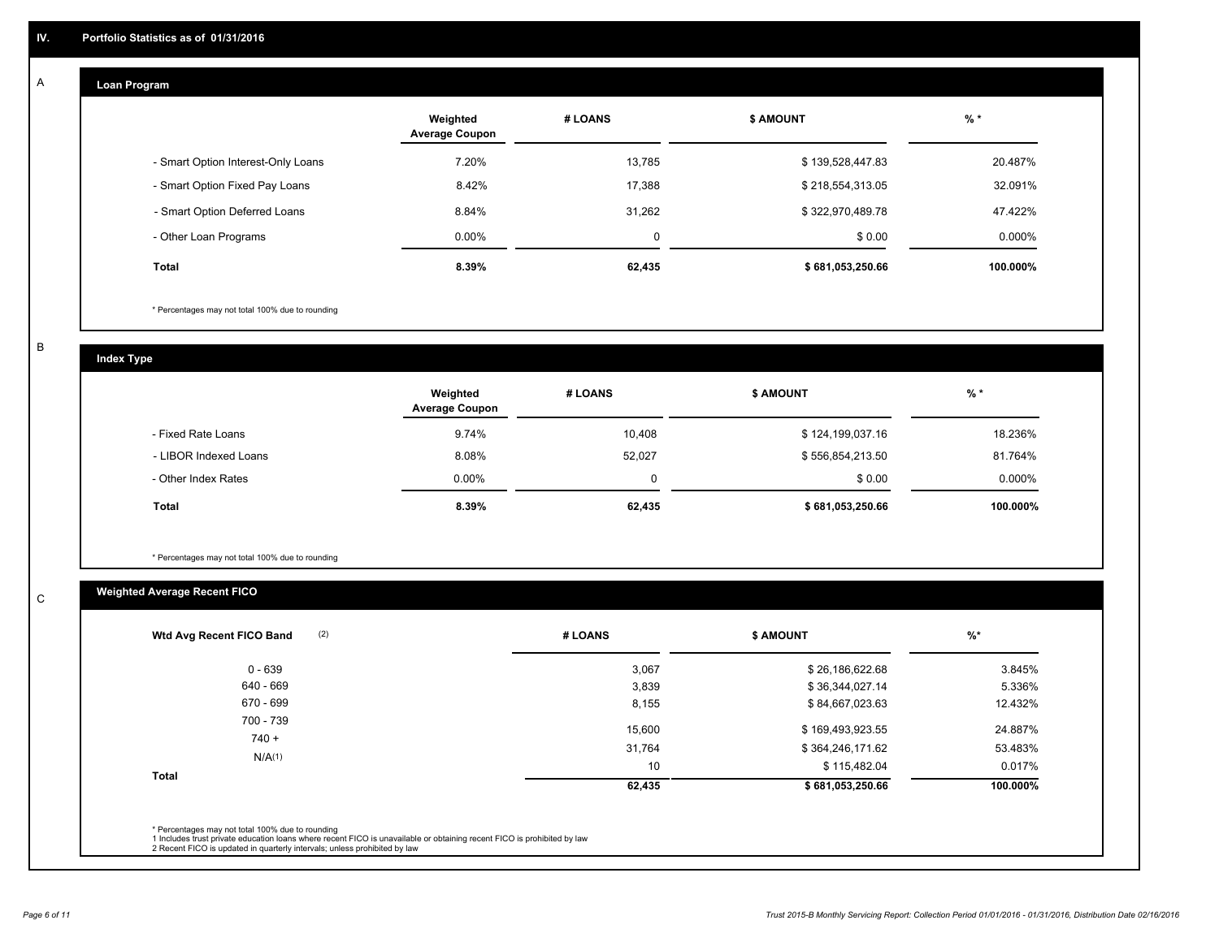# IV. Portfolio Statistics as of 01/31/2016

## A

### Loan Program

| | Weighted Average Coupon | # LOANS | $ AMOUNT | % * |
|---|---|---|---|---|
| - Smart Option Interest-Only Loans | 7.20% | 13,785 | $ 139,528,447.83 | 20.487% |
| - Smart Option Fixed Pay Loans | 8.42% | 17,388 | $ 218,554,313.05 | 32.091% |
| - Smart Option Deferred Loans | 8.84% | 31,262 | $ 322,970,489.78 | 47.422% |
| - Other Loan Programs | 0.00% | 0 | $ 0.00 | 0.000% |
| **Total** | **8.39%** | **62,435** | **$ 681,053,250.66** | **100.000%** |

* Percentages may not total 100% due to rounding

## B

### Index Type

| | Weighted Average Coupon | # LOANS | $ AMOUNT | % * |
|---|---|---|---|---|
| - Fixed Rate Loans | 9.74% | 10,408 | $ 124,199,037.16 | 18.236% |
| - LIBOR Indexed Loans | 8.08% | 52,027 | $ 556,854,213.50 | 81.764% |
| - Other Index Rates | 0.00% | 0 | $ 0.00 | 0.000% |
| **Total** | **8.39%** | **62,435** | **$ 681,053,250.66** | **100.000%** |

* Percentages may not total 100% due to rounding

## C

### Weighted Average Recent FICO

| Wtd Avg Recent FICO Band (2) | # LOANS | $ AMOUNT | %* |
|---|---|---|---|
| 0 - 639 | 3,067 | $ 26,186,622.68 | 3.845% |
| 640 - 669 | 3,839 | $ 36,344,027.14 | 5.336% |
| 670 - 699 | 8,155 | $ 84,667,023.63 | 12.432% |
| 700 - 739 | 15,600 | $ 169,493,923.55 | 24.887% |
| 740 + | 31,764 | $ 364,246,171.62 | 53.483% |
| N/A(1) | 10 | $ 115,482.04 | 0.017% |
| **Total** | **62,435** | **$ 681,053,250.66** | **100.000%** |

* Percentages may not total 100% due to rounding
1 Includes trust private education loans where recent FICO is unavailable or obtaining recent FICO is prohibited by law
2 Recent FICO is updated in quarterly intervals; unless prohibited by law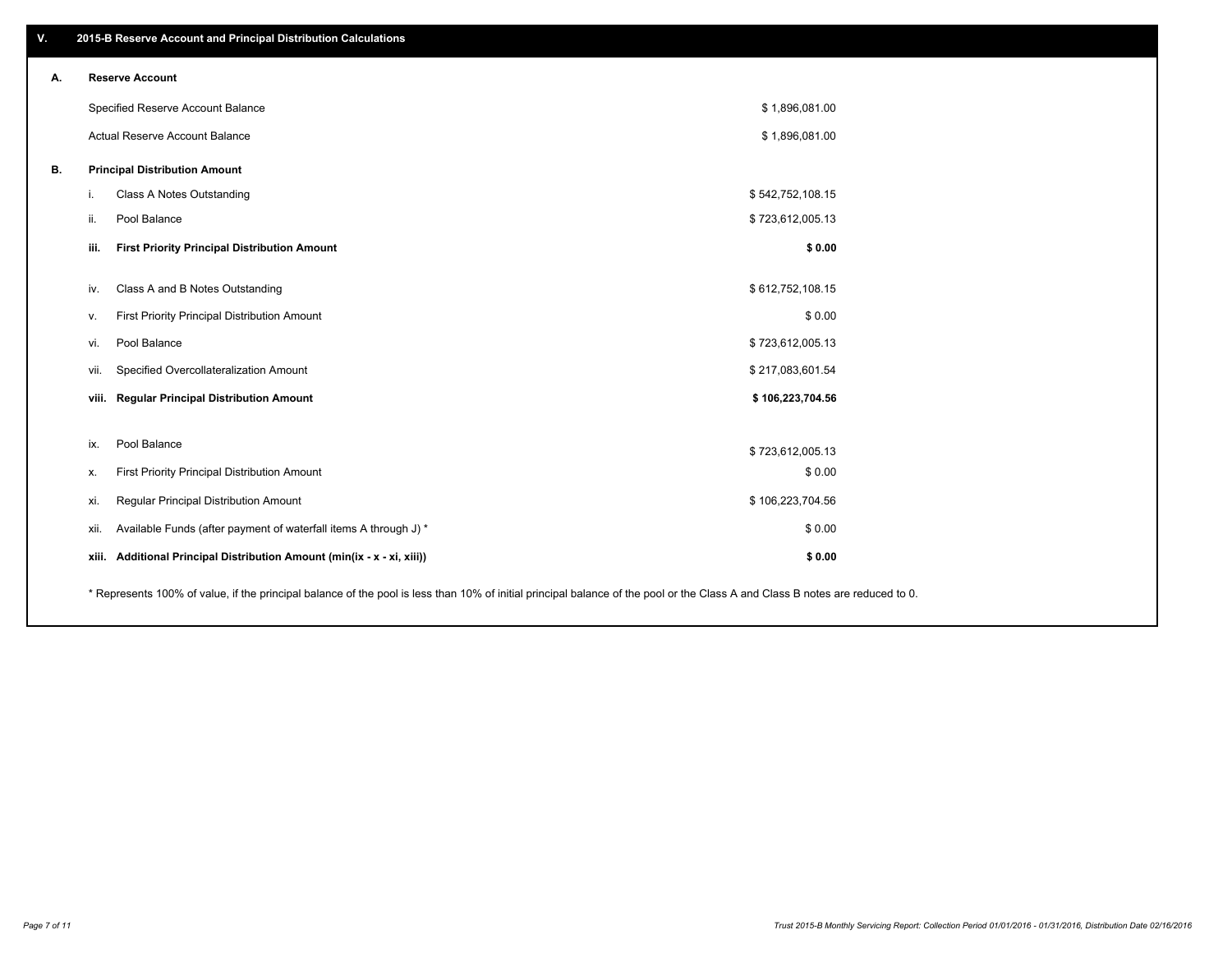## V. 2015-B Reserve Account and Principal Distribution Calculations

### A. Reserve Account

| | |
|---|---|
| Specified Reserve Account Balance | $ 1,896,081.00 |
| Actual Reserve Account Balance | $ 1,896,081.00 |

### B. Principal Distribution Amount

| | | |
|---|---|---|
| i. | Class A Notes Outstanding | $ 542,752,108.15 |
| ii. | Pool Balance | $ 723,612,005.13 |
| **iii.** | **First Priority Principal Distribution Amount** | **$ 0.00** |
| iv. | Class A and B Notes Outstanding | $ 612,752,108.15 |
| v. | First Priority Principal Distribution Amount | $ 0.00 |
| vi. | Pool Balance | $ 723,612,005.13 |
| vii. | Specified Overcollateralization Amount | $ 217,083,601.54 |
| **viii.** | **Regular Principal Distribution Amount** | **$ 106,223,704.56** |
| ix. | Pool Balance | $ 723,612,005.13 |
| x. | First Priority Principal Distribution Amount | $ 0.00 |
| xi. | Regular Principal Distribution Amount | $ 106,223,704.56 |
| xii. | Available Funds (after payment of waterfall items A through J) * | $ 0.00 |
| **xiii.** | **Additional Principal Distribution Amount (min(ix - x - xi, xiii))** | **$ 0.00** |

* Represents 100% of value, if the principal balance of the pool is less than 10% of initial principal balance of the pool or the Class A and Class B notes are reduced to 0.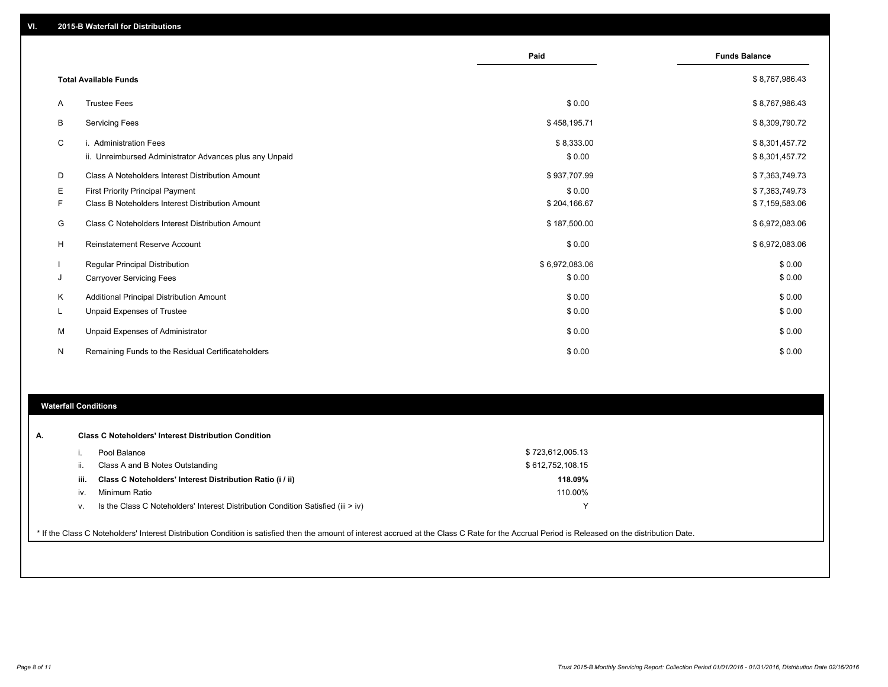## VI. 2015-B Waterfall for Distributions

| | | Paid | Funds Balance |
|---|---|---|---|
| | **Total Available Funds** | | $ 8,767,986.43 |
| A | Trustee Fees | $ 0.00 | $ 8,767,986.43 |
| B | Servicing Fees | $ 458,195.71 | $ 8,309,790.72 |
| C | i. Administration Fees | $ 8,333.00 | $ 8,301,457.72 |
| | ii. Unreimbursed Administrator Advances plus any Unpaid | $ 0.00 | $ 8,301,457.72 |
| D | Class A Noteholders Interest Distribution Amount | $ 937,707.99 | $ 7,363,749.73 |
| E | First Priority Principal Payment | $ 0.00 | $ 7,363,749.73 |
| F | Class B Noteholders Interest Distribution Amount | $ 204,166.67 | $ 7,159,583.06 |
| G | Class C Noteholders Interest Distribution Amount | $ 187,500.00 | $ 6,972,083.06 |
| H | Reinstatement Reserve Account | $ 0.00 | $ 6,972,083.06 |
| I | Regular Principal Distribution | $ 6,972,083.06 | $ 0.00 |
| J | Carryover Servicing Fees | $ 0.00 | $ 0.00 |
| K | Additional Principal Distribution Amount | $ 0.00 | $ 0.00 |
| L | Unpaid Expenses of Trustee | $ 0.00 | $ 0.00 |
| M | Unpaid Expenses of Administrator | $ 0.00 | $ 0.00 |
| N | Remaining Funds to the Residual Certificateholders | $ 0.00 | $ 0.00 |

## Waterfall Conditions

**A. Class C Noteholders' Interest Distribution Condition**

| | | |
|---|---|---|
| i. | Pool Balance | $ 723,612,005.13 |
| ii. | Class A and B Notes Outstanding | $ 612,752,108.15 |
| **iii.** | **Class C Noteholders' Interest Distribution Ratio (i / ii)** | **118.09%** |
| iv. | Minimum Ratio | 110.00% |
| v. | Is the Class C Noteholders' Interest Distribution Condition Satisfied (iii > iv) | Y |

* If the Class C Noteholders' Interest Distribution Condition is satisfied then the amount of interest accrued at the Class C Rate for the Accrual Period is Released on the distribution Date.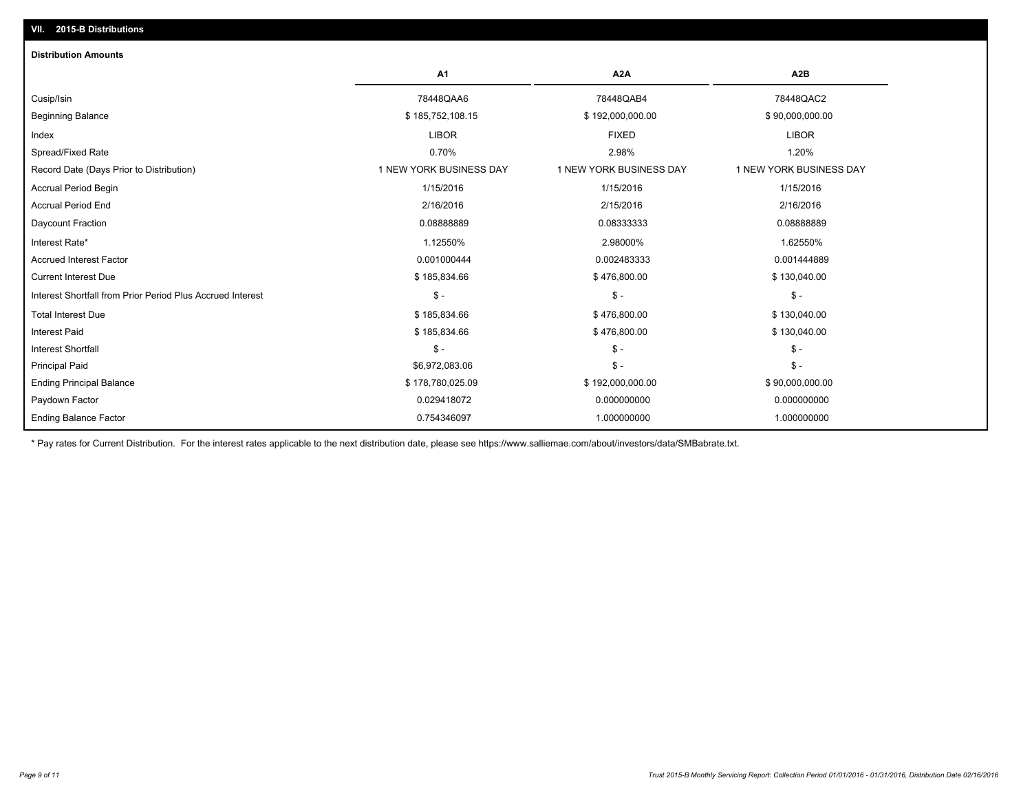## VII. 2015-B Distributions

### Distribution Amounts

| | A1 | A2A | A2B |
|---|---|---|---|
| Cusip/Isin | 78448QAA6 | 78448QAB4 | 78448QAC2 |
| Beginning Balance | $ 185,752,108.15 | $ 192,000,000.00 | $ 90,000,000.00 |
| Index | LIBOR | FIXED | LIBOR |
| Spread/Fixed Rate | 0.70% | 2.98% | 1.20% |
| Record Date (Days Prior to Distribution) | 1 NEW YORK BUSINESS DAY | 1 NEW YORK BUSINESS DAY | 1 NEW YORK BUSINESS DAY |
| Accrual Period Begin | 1/15/2016 | 1/15/2016 | 1/15/2016 |
| Accrual Period End | 2/16/2016 | 2/15/2016 | 2/16/2016 |
| Daycount Fraction | 0.08888889 | 0.08333333 | 0.08888889 |
| Interest Rate* | 1.12550% | 2.98000% | 1.62550% |
| Accrued Interest Factor | 0.001000444 | 0.002483333 | 0.001444889 |
| Current Interest Due | $ 185,834.66 | $ 476,800.00 | $ 130,040.00 |
| Interest Shortfall from Prior Period Plus Accrued Interest | $ - | $ - | $ - |
| Total Interest Due | $ 185,834.66 | $ 476,800.00 | $ 130,040.00 |
| Interest Paid | $ 185,834.66 | $ 476,800.00 | $ 130,040.00 |
| Interest Shortfall | $ - | $ - | $ - |
| Principal Paid | $6,972,083.06 | $ - | $ - |
| Ending Principal Balance | $ 178,780,025.09 | $ 192,000,000.00 | $ 90,000,000.00 |
| Paydown Factor | 0.029418072 | 0.000000000 | 0.000000000 |
| Ending Balance Factor | 0.754346097 | 1.000000000 | 1.000000000 |

* Pay rates for Current Distribution. For the interest rates applicable to the next distribution date, please see https://www.salliemae.com/about/investors/data/SMBabrate.txt.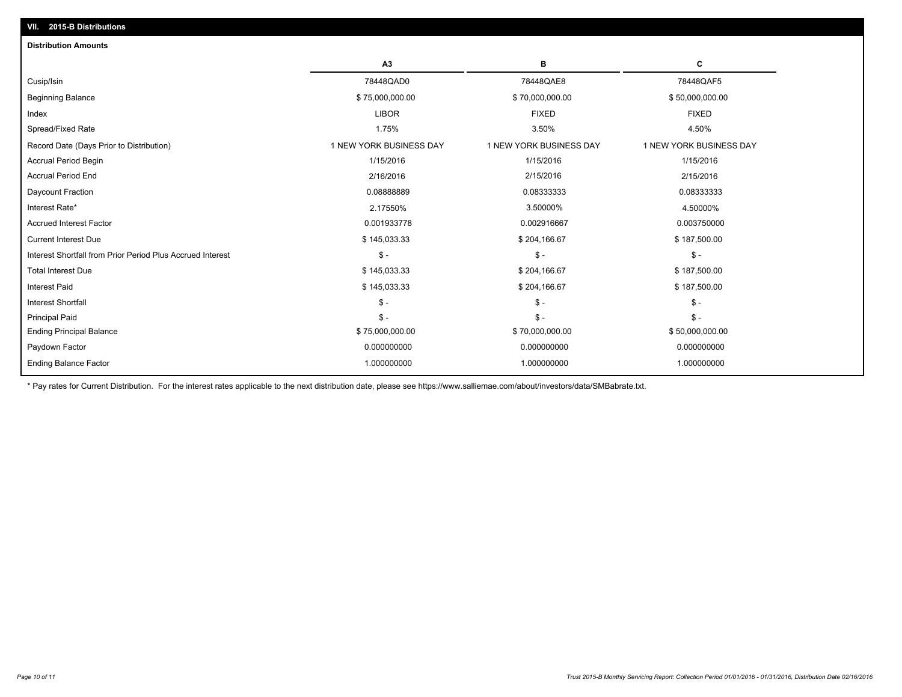## VII. 2015-B Distributions

### Distribution Amounts

| | A3 | B | C |
|---|---|---|---|
| Cusip/Isin | 78448QAD0 | 78448QAE8 | 78448QAF5 |
| Beginning Balance | $ 75,000,000.00 | $ 70,000,000.00 | $ 50,000,000.00 |
| Index | LIBOR | FIXED | FIXED |
| Spread/Fixed Rate | 1.75% | 3.50% | 4.50% |
| Record Date (Days Prior to Distribution) | 1 NEW YORK BUSINESS DAY | 1 NEW YORK BUSINESS DAY | 1 NEW YORK BUSINESS DAY |
| Accrual Period Begin | 1/15/2016 | 1/15/2016 | 1/15/2016 |
| Accrual Period End | 2/16/2016 | 2/15/2016 | 2/15/2016 |
| Daycount Fraction | 0.08888889 | 0.08333333 | 0.08333333 |
| Interest Rate* | 2.17550% | 3.50000% | 4.50000% |
| Accrued Interest Factor | 0.001933778 | 0.002916667 | 0.003750000 |
| Current Interest Due | $ 145,033.33 | $ 204,166.67 | $ 187,500.00 |
| Interest Shortfall from Prior Period Plus Accrued Interest | $ - | $ - | $ - |
| Total Interest Due | $ 145,033.33 | $ 204,166.67 | $ 187,500.00 |
| Interest Paid | $ 145,033.33 | $ 204,166.67 | $ 187,500.00 |
| Interest Shortfall | $ - | $ - | $ - |
| Principal Paid | $ - | $ - | $ - |
| Ending Principal Balance | $ 75,000,000.00 | $ 70,000,000.00 | $ 50,000,000.00 |
| Paydown Factor | 0.000000000 | 0.000000000 | 0.000000000 |
| Ending Balance Factor | 1.000000000 | 1.000000000 | 1.000000000 |

* Pay rates for Current Distribution. For the interest rates applicable to the next distribution date, please see https://www.salliemae.com/about/investors/data/SMBabrate.txt.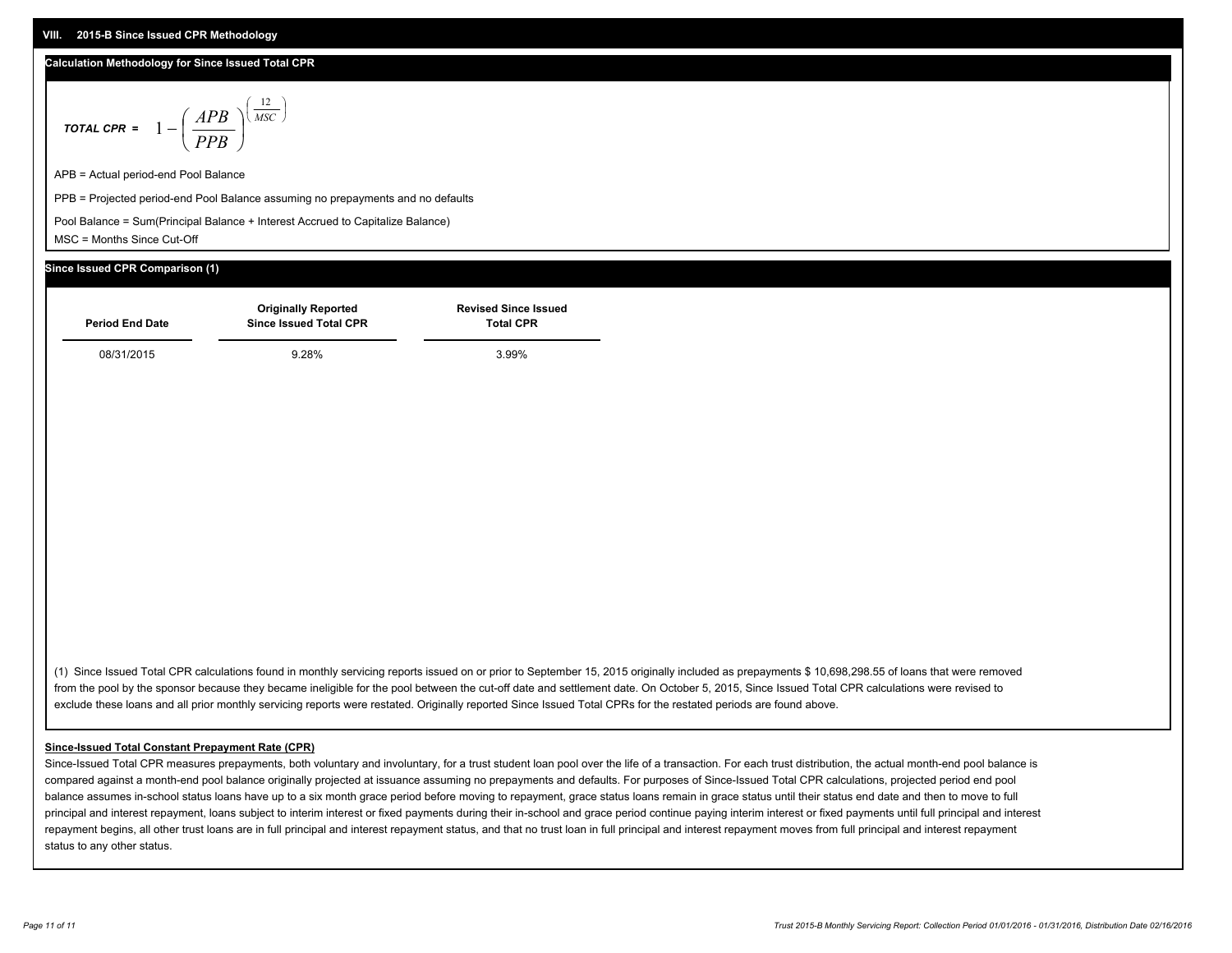## VIII. 2015-B Since Issued CPR Methodology

### Calculation Methodology for Since Issued Total CPR

$$\textbf{TOTAL CPR} = 1 - \left(\frac{APB}{PPB}\right)^{\left(\frac{12}{MSC}\right)}$$

APB = Actual period-end Pool Balance

PPB = Projected period-end Pool Balance assuming no prepayments and no defaults

Pool Balance = Sum(Principal Balance + Interest Accrued to Capitalize Balance)

MSC = Months Since Cut-Off

### Since Issued CPR Comparison (1)

| Period End Date | Originally Reported Since Issued Total CPR | Revised Since Issued Total CPR |
|---|---|---|
| 08/31/2015 | 9.28% | 3.99% |

(1) Since Issued Total CPR calculations found in monthly servicing reports issued on or prior to September 15, 2015 originally included as prepayments $ 10,698,298.55 of loans that were removed from the pool by the sponsor because they became ineligible for the pool between the cut-off date and settlement date. On October 5, 2015, Since Issued Total CPR calculations were revised to exclude these loans and all prior monthly servicing reports were restated. Originally reported Since Issued Total CPRs for the restated periods are found above.

**Since-Issued Total Constant Prepayment Rate (CPR)**

Since-Issued Total CPR measures prepayments, both voluntary and involuntary, for a trust student loan pool over the life of a transaction. For each trust distribution, the actual month-end pool balance is compared against a month-end pool balance originally projected at issuance assuming no prepayments and defaults. For purposes of Since-Issued Total CPR calculations, projected period end pool balance assumes in-school status loans have up to a six month grace period before moving to repayment, grace status loans remain in grace status until their status end date and then to move to full principal and interest repayment, loans subject to interim interest or fixed payments during their in-school and grace period continue paying interim interest or fixed payments until full principal and interest repayment begins, all other trust loans are in full principal and interest repayment status, and that no trust loan in full principal and interest repayment moves from full principal and interest repayment status to any other status.